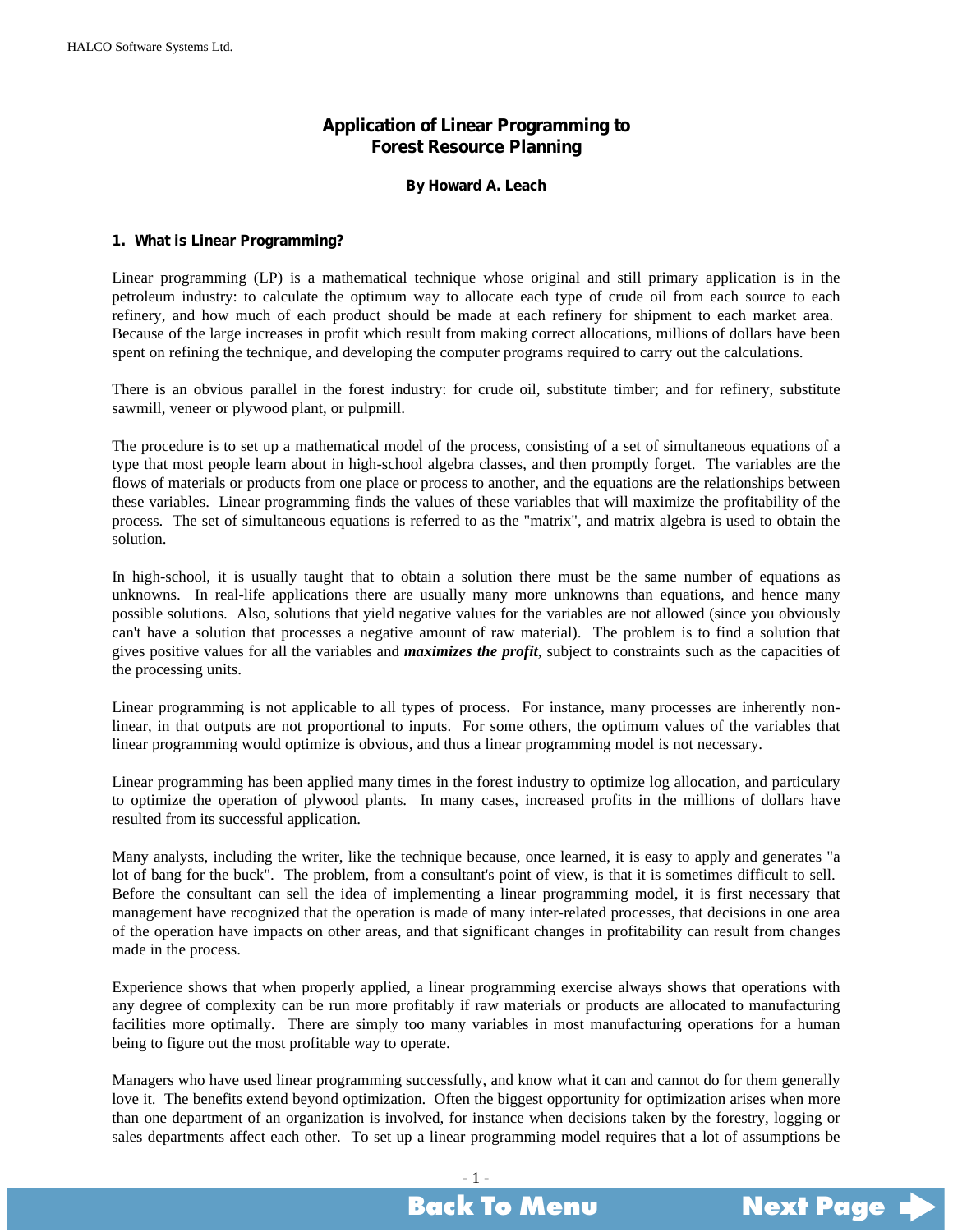# Application of Linear Programming to Forest Resource Planning

**By Howard A. Leach**

## 1. What is Linear Programming?

Linear programming (LP) is a mathematical technique whose original and still primary application is in the petroleum industry: to calculate the optimum way to allocate each type of crude oil from each source to each refinery, and how much of each product should be made at each refinery for shipment to each market area. Because of the large increases in profit which result from making correct allocations, millions of dollars have been spent on refining the technique, and developing the computer programs required to carry out the calculations.

There is an obvious parallel in the forest industry: for crude oil, substitute timber; and for refinery, substitute sawmill, veneer or plywood plant, or pulpmill.

The procedure is to set up a mathematical model of the process, consisting of a set of simultaneous equations of a type that most people learn about in high-school algebra classes, and then promptly forget. The variables are the flows of materials or products from one place or process to another, and the equations are the relationships between these variables. Linear programming finds the values of these variables that will maximize the profitability of the process. The set of simultaneous equations is referred to as the "matrix", and matrix algebra is used to obtain the solution.

In high-school, it is usually taught that to obtain a solution there must be the same number of equations as unknowns. In real-life applications there are usually many more unknowns than equations, and hence many possible solutions. Also, solutions that yield negative values for the variables are not allowed (since you obviously can't have a solution that processes a negative amount of raw material). The problem is to find a solution that gives positive values for all the variables and ***maximizes the profit***, subject to constraints such as the capacities of the processing units.

Linear programming is not applicable to all types of process. For instance, many processes are inherently non-linear, in that outputs are not proportional to inputs. For some others, the optimum values of the variables that linear programming would optimize is obvious, and thus a linear programming model is not necessary.

Linear programming has been applied many times in the forest industry to optimize log allocation, and particulary to optimize the operation of plywood plants. In many cases, increased profits in the millions of dollars have resulted from its successful application.

Many analysts, including the writer, like the technique because, once learned, it is easy to apply and generates "a lot of bang for the buck". The problem, from a consultant's point of view, is that it is sometimes difficult to sell. Before the consultant can sell the idea of implementing a linear programming model, it is first necessary that management have recognized that the operation is made of many inter-related processes, that decisions in one area of the operation have impacts on other areas, and that significant changes in profitability can result from changes made in the process.

Experience shows that when properly applied, a linear programming exercise always shows that operations with any degree of complexity can be run more profitably if raw materials or products are allocated to manufacturing facilities more optimally. There are simply too many variables in most manufacturing operations for a human being to figure out the most profitable way to operate.

Managers who have used linear programming successfully, and know what it can and cannot do for them generally love it. The benefits extend beyond optimization. Often the biggest opportunity for optimization arises when more than one department of an organization is involved, for instance when decisions taken by the forestry, logging or sales departments affect each other. To set up a linear programming model requires that a lot of assumptions be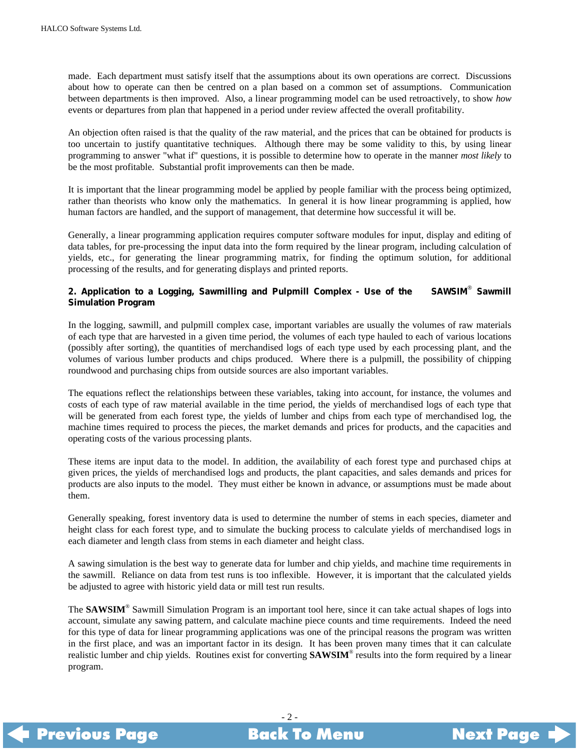made. Each department must satisfy itself that the assumptions about its own operations are correct. Discussions about how to operate can then be centred on a plan based on a common set of assumptions. Communication between departments is then improved. Also, a linear programming model can be used retroactively, to show *how* events or departures from plan that happened in a period under review affected the overall profitability.

An objection often raised is that the quality of the raw material, and the prices that can be obtained for products is too uncertain to justify quantitative techniques. Although there may be some validity to this, by using linear programming to answer "what if" questions, it is possible to determine how to operate in the manner *most likely* to be the most profitable. Substantial profit improvements can then be made.

It is important that the linear programming model be applied by people familiar with the process being optimized, rather than theorists who know only the mathematics. In general it is how linear programming is applied, how human factors are handled, and the support of management, that determine how successful it will be.

Generally, a linear programming application requires computer software modules for input, display and editing of data tables, for pre-processing the input data into the form required by the linear program, including calculation of yields, etc., for generating the linear programming matrix, for finding the optimum solution, for additional processing of the results, and for generating displays and printed reports.

## 2. Application to a Logging, Sawmilling and Pulpmill Complex - Use of the SAWSIM® Sawmill Simulation Program

In the logging, sawmill, and pulpmill complex case, important variables are usually the volumes of raw materials of each type that are harvested in a given time period, the volumes of each type hauled to each of various locations (possibly after sorting), the quantities of merchandised logs of each type used by each processing plant, and the volumes of various lumber products and chips produced. Where there is a pulpmill, the possibility of chipping roundwood and purchasing chips from outside sources are also important variables.

The equations reflect the relationships between these variables, taking into account, for instance, the volumes and costs of each type of raw material available in the time period, the yields of merchandised logs of each type that will be generated from each forest type, the yields of lumber and chips from each type of merchandised log, the machine times required to process the pieces, the market demands and prices for products, and the capacities and operating costs of the various processing plants.

These items are input data to the model. In addition, the availability of each forest type and purchased chips at given prices, the yields of merchandised logs and products, the plant capacities, and sales demands and prices for products are also inputs to the model. They must either be known in advance, or assumptions must be made about them.

Generally speaking, forest inventory data is used to determine the number of stems in each species, diameter and height class for each forest type, and to simulate the bucking process to calculate yields of merchandised logs in each diameter and length class from stems in each diameter and height class.

A sawing simulation is the best way to generate data for lumber and chip yields, and machine time requirements in the sawmill. Reliance on data from test runs is too inflexible. However, it is important that the calculated yields be adjusted to agree with historic yield data or mill test run results.

The **SAWSIM®** Sawmill Simulation Program is an important tool here, since it can take actual shapes of logs into account, simulate any sawing pattern, and calculate machine piece counts and time requirements. Indeed the need for this type of data for linear programming applications was one of the principal reasons the program was written in the first place, and was an important factor in its design. It has been proven many times that it can calculate realistic lumber and chip yields. Routines exist for converting **SAWSIM®** results into the form required by a linear program.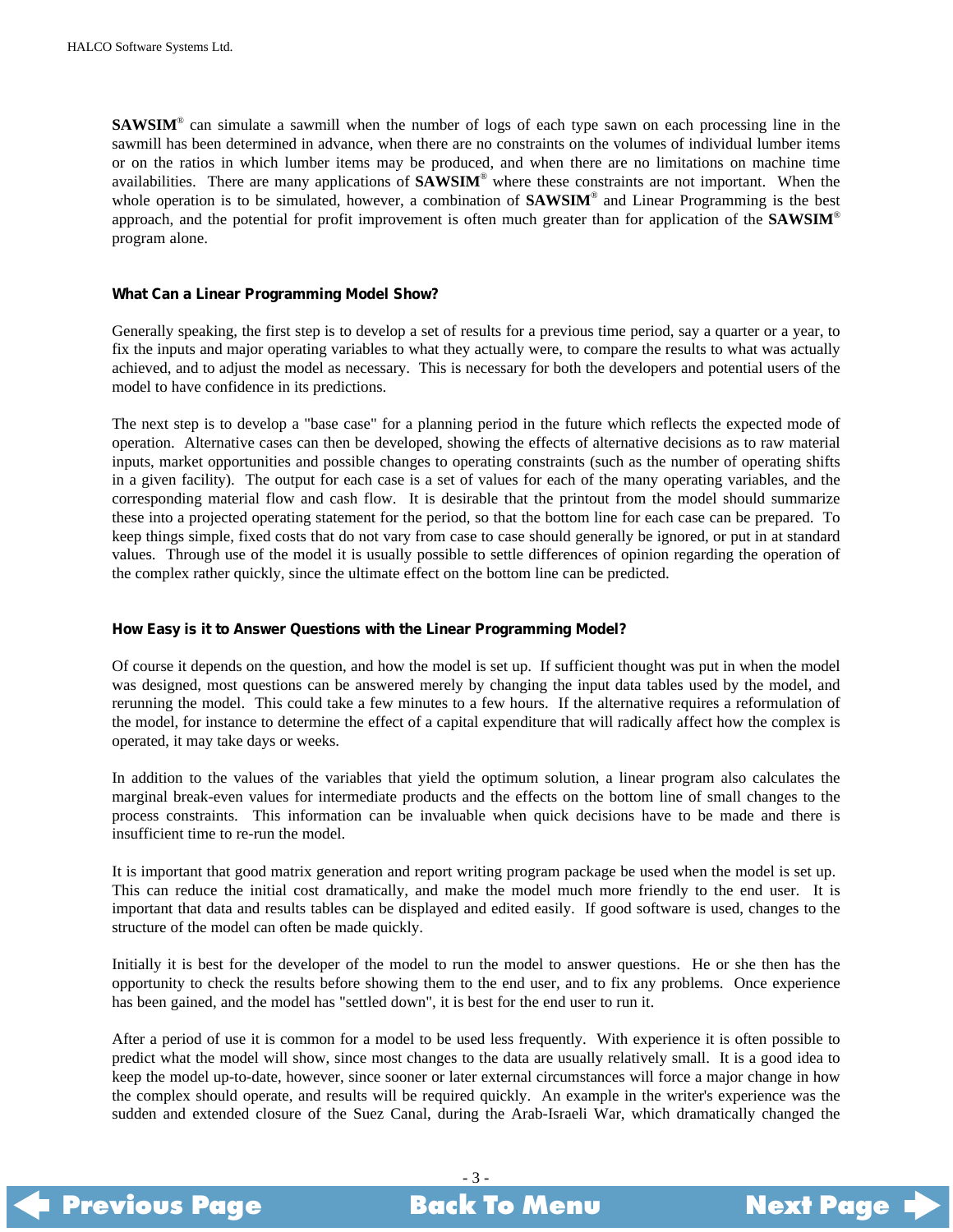**SAWSIM®** can simulate a sawmill when the number of logs of each type sawn on each processing line in the sawmill has been determined in advance, when there are no constraints on the volumes of individual lumber items or on the ratios in which lumber items may be produced, and when there are no limitations on machine time availabilities. There are many applications of **SAWSIM®** where these constraints are not important. When the whole operation is to be simulated, however, a combination of **SAWSIM®** and Linear Programming is the best approach, and the potential for profit improvement is often much greater than for application of the **SAWSIM®** program alone.

### What Can a Linear Programming Model Show?

Generally speaking, the first step is to develop a set of results for a previous time period, say a quarter or a year, to fix the inputs and major operating variables to what they actually were, to compare the results to what was actually achieved, and to adjust the model as necessary. This is necessary for both the developers and potential users of the model to have confidence in its predictions.

The next step is to develop a "base case" for a planning period in the future which reflects the expected mode of operation. Alternative cases can then be developed, showing the effects of alternative decisions as to raw material inputs, market opportunities and possible changes to operating constraints (such as the number of operating shifts in a given facility). The output for each case is a set of values for each of the many operating variables, and the corresponding material flow and cash flow. It is desirable that the printout from the model should summarize these into a projected operating statement for the period, so that the bottom line for each case can be prepared. To keep things simple, fixed costs that do not vary from case to case should generally be ignored, or put in at standard values. Through use of the model it is usually possible to settle differences of opinion regarding the operation of the complex rather quickly, since the ultimate effect on the bottom line can be predicted.

### How Easy is it to Answer Questions with the Linear Programming Model?

Of course it depends on the question, and how the model is set up. If sufficient thought was put in when the model was designed, most questions can be answered merely by changing the input data tables used by the model, and rerunning the model. This could take a few minutes to a few hours. If the alternative requires a reformulation of the model, for instance to determine the effect of a capital expenditure that will radically affect how the complex is operated, it may take days or weeks.

In addition to the values of the variables that yield the optimum solution, a linear program also calculates the marginal break-even values for intermediate products and the effects on the bottom line of small changes to the process constraints. This information can be invaluable when quick decisions have to be made and there is insufficient time to re-run the model.

It is important that good matrix generation and report writing program package be used when the model is set up. This can reduce the initial cost dramatically, and make the model much more friendly to the end user. It is important that data and results tables can be displayed and edited easily. If good software is used, changes to the structure of the model can often be made quickly.

Initially it is best for the developer of the model to run the model to answer questions. He or she then has the opportunity to check the results before showing them to the end user, and to fix any problems. Once experience has been gained, and the model has "settled down", it is best for the end user to run it.

After a period of use it is common for a model to be used less frequently. With experience it is often possible to predict what the model will show, since most changes to the data are usually relatively small. It is a good idea to keep the model up-to-date, however, since sooner or later external circumstances will force a major change in how the complex should operate, and results will be required quickly. An example in the writer's experience was the sudden and extended closure of the Suez Canal, during the Arab-Israeli War, which dramatically changed the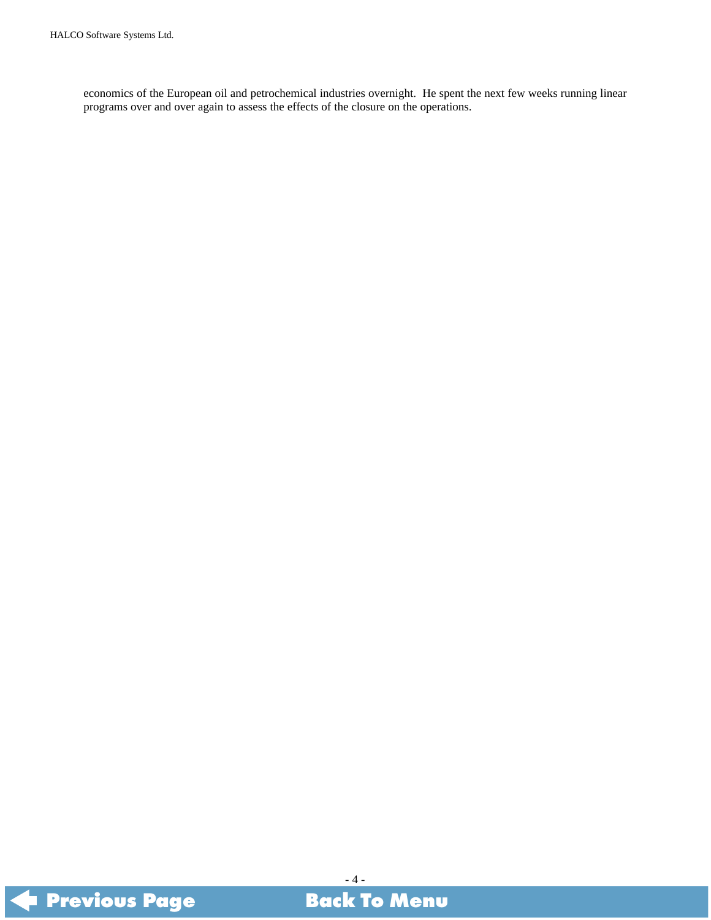economics of the European oil and petrochemical industries overnight.  He spent the next few weeks running linear programs over and over again to assess the effects of the closure on the operations.